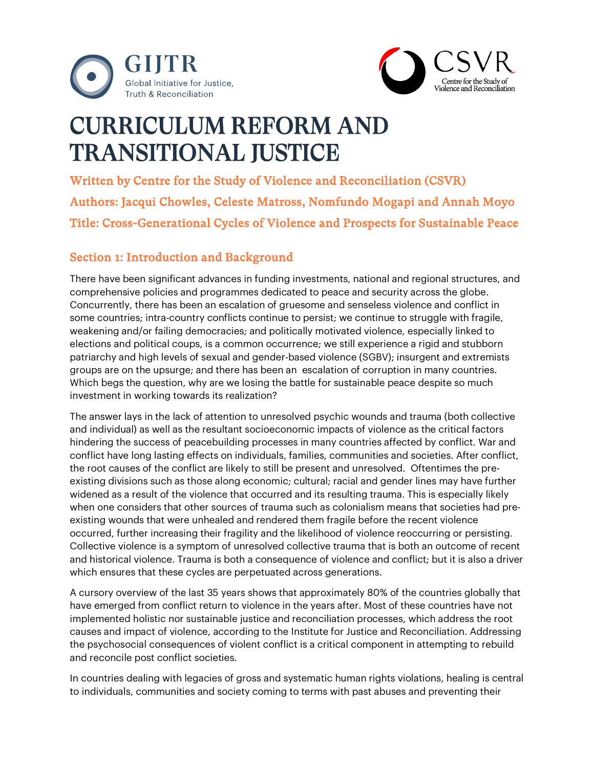GIJTR
Global Initiative for Justice, Truth & Reconciliation

CSVR
Centre for the Study of Violence and Reconciliation

# CURRICULUM REFORM AND TRANSITIONAL JUSTICE

**Written by Centre for the Study of Violence and Reconciliation (CSVR)**

**Authors: Jacqui Chowles, Celeste Matross, Nomfundo Mogapi and Annah Moyo**

**Title: Cross-Generational Cycles of Violence and Prospects for Sustainable Peace**

## Section 1: Introduction and Background

There have been significant advances in funding investments, national and regional structures, and comprehensive policies and programmes dedicated to peace and security across the globe. Concurrently, there has been an escalation of gruesome and senseless violence and conflict in some countries; intra-country conflicts continue to persist; we continue to struggle with fragile, weakening and/or failing democracies; and politically motivated violence, especially linked to elections and political coups, is a common occurrence; we still experience a rigid and stubborn patriarchy and high levels of sexual and gender-based violence (SGBV); insurgent and extremists groups are on the upsurge; and there has been an escalation of corruption in many countries. Which begs the question, why are we losing the battle for sustainable peace despite so much investment in working towards its realization?

The answer lays in the lack of attention to unresolved psychic wounds and trauma (both collective and individual) as well as the resultant socioeconomic impacts of violence as the critical factors hindering the success of peacebuilding processes in many countries affected by conflict. War and conflict have long lasting effects on individuals, families, communities and societies. After conflict, the root causes of the conflict are likely to still be present and unresolved. Oftentimes the pre-existing divisions such as those along economic; cultural; racial and gender lines may have further widened as a result of the violence that occurred and its resulting trauma. This is especially likely when one considers that other sources of trauma such as colonialism means that societies had pre-existing wounds that were unhealed and rendered them fragile before the recent violence occurred, further increasing their fragility and the likelihood of violence reoccurring or persisting. Collective violence is a symptom of unresolved collective trauma that is both an outcome of recent and historical violence. Trauma is both a consequence of violence and conflict; but it is also a driver which ensures that these cycles are perpetuated across generations.

A cursory overview of the last 35 years shows that approximately 80% of the countries globally that have emerged from conflict return to violence in the years after. Most of these countries have not implemented holistic nor sustainable justice and reconciliation processes, which address the root causes and impact of violence, according to the Institute for Justice and Reconciliation. Addressing the psychosocial consequences of violent conflict is a critical component in attempting to rebuild and reconcile post conflict societies.

In countries dealing with legacies of gross and systematic human rights violations, healing is central to individuals, communities and society coming to terms with past abuses and preventing their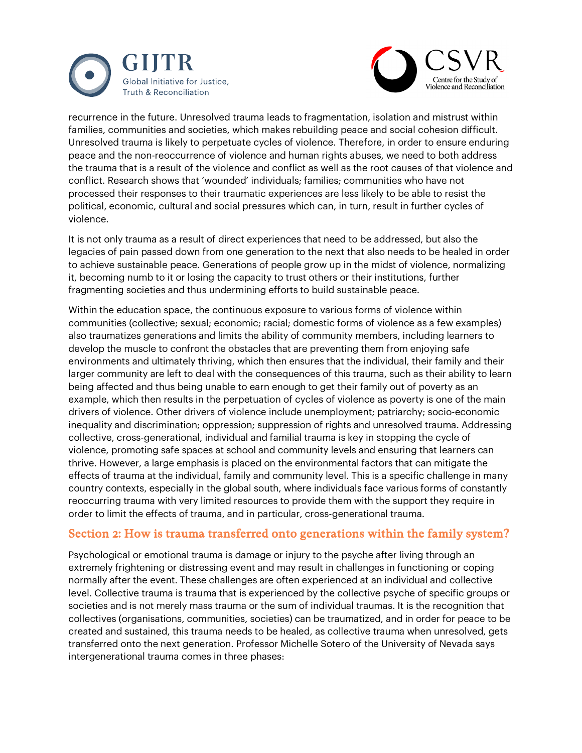recurrence in the future. Unresolved trauma leads to fragmentation, isolation and mistrust within families, communities and societies, which makes rebuilding peace and social cohesion difficult. Unresolved trauma is likely to perpetuate cycles of violence. Therefore, in order to ensure enduring peace and the non-reoccurrence of violence and human rights abuses, we need to both address the trauma that is a result of the violence and conflict as well as the root causes of that violence and conflict. Research shows that 'wounded' individuals; families; communities who have not processed their responses to their traumatic experiences are less likely to be able to resist the political, economic, cultural and social pressures which can, in turn, result in further cycles of violence.

It is not only trauma as a result of direct experiences that need to be addressed, but also the legacies of pain passed down from one generation to the next that also needs to be healed in order to achieve sustainable peace. Generations of people grow up in the midst of violence, normalizing it, becoming numb to it or losing the capacity to trust others or their institutions, further fragmenting societies and thus undermining efforts to build sustainable peace.

Within the education space, the continuous exposure to various forms of violence within communities (collective; sexual; economic; racial; domestic forms of violence as a few examples) also traumatizes generations and limits the ability of community members, including learners to develop the muscle to confront the obstacles that are preventing them from enjoying safe environments and ultimately thriving, which then ensures that the individual, their family and their larger community are left to deal with the consequences of this trauma, such as their ability to learn being affected and thus being unable to earn enough to get their family out of poverty as an example, which then results in the perpetuation of cycles of violence as poverty is one of the main drivers of violence. Other drivers of violence include unemployment; patriarchy; socio-economic inequality and discrimination; oppression; suppression of rights and unresolved trauma. Addressing collective, cross-generational, individual and familial trauma is key in stopping the cycle of violence, promoting safe spaces at school and community levels and ensuring that learners can thrive. However, a large emphasis is placed on the environmental factors that can mitigate the effects of trauma at the individual, family and community level. This is a specific challenge in many country contexts, especially in the global south, where individuals face various forms of constantly reoccurring trauma with very limited resources to provide them with the support they require in order to limit the effects of trauma, and in particular, cross-generational trauma.

## Section 2: How is trauma transferred onto generations within the family system?

Psychological or emotional trauma is damage or injury to the psyche after living through an extremely frightening or distressing event and may result in challenges in functioning or coping normally after the event. These challenges are often experienced at an individual and collective level. Collective trauma is trauma that is experienced by the collective psyche of specific groups or societies and is not merely mass trauma or the sum of individual traumas. It is the recognition that collectives (organisations, communities, societies) can be traumatized, and in order for peace to be created and sustained, this trauma needs to be healed, as collective trauma when unresolved, gets transferred onto the next generation. Professor Michelle Sotero of the University of Nevada says intergenerational trauma comes in three phases: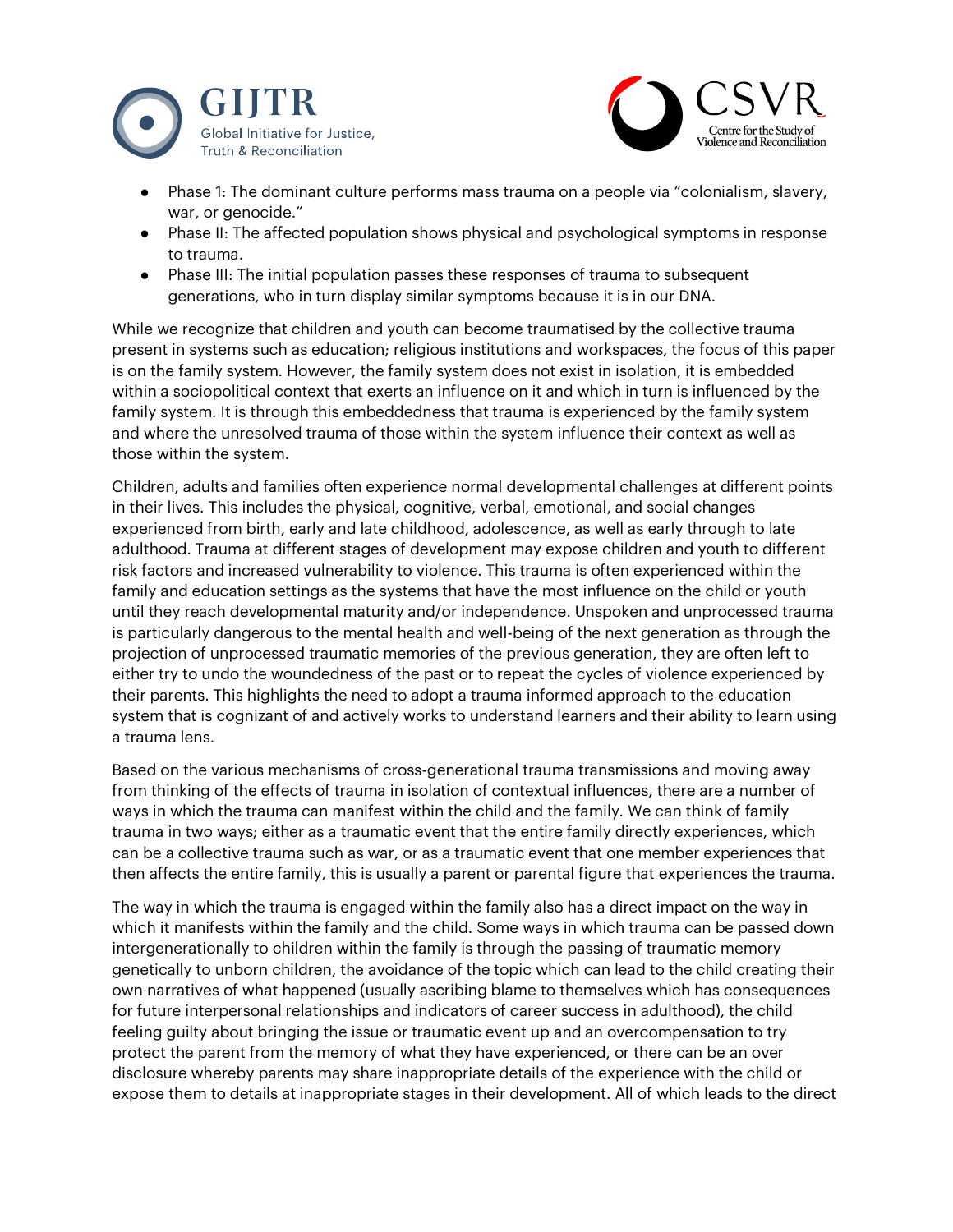- Phase 1: The dominant culture performs mass trauma on a people via "colonialism, slavery, war, or genocide."
- Phase II: The affected population shows physical and psychological symptoms in response to trauma.
- Phase III: The initial population passes these responses of trauma to subsequent generations, who in turn display similar symptoms because it is in our DNA.

While we recognize that children and youth can become traumatised by the collective trauma present in systems such as education; religious institutions and workspaces, the focus of this paper is on the family system. However, the family system does not exist in isolation, it is embedded within a sociopolitical context that exerts an influence on it and which in turn is influenced by the family system. It is through this embeddedness that trauma is experienced by the family system and where the unresolved trauma of those within the system influence their context as well as those within the system.

Children, adults and families often experience normal developmental challenges at different points in their lives. This includes the physical, cognitive, verbal, emotional, and social changes experienced from birth, early and late childhood, adolescence, as well as early through to late adulthood. Trauma at different stages of development may expose children and youth to different risk factors and increased vulnerability to violence. This trauma is often experienced within the family and education settings as the systems that have the most influence on the child or youth until they reach developmental maturity and/or independence. Unspoken and unprocessed trauma is particularly dangerous to the mental health and well-being of the next generation as through the projection of unprocessed traumatic memories of the previous generation, they are often left to either try to undo the woundedness of the past or to repeat the cycles of violence experienced by their parents. This highlights the need to adopt a trauma informed approach to the education system that is cognizant of and actively works to understand learners and their ability to learn using a trauma lens.

Based on the various mechanisms of cross-generational trauma transmissions and moving away from thinking of the effects of trauma in isolation of contextual influences, there are a number of ways in which the trauma can manifest within the child and the family. We can think of family trauma in two ways; either as a traumatic event that the entire family directly experiences, which can be a collective trauma such as war, or as a traumatic event that one member experiences that then affects the entire family, this is usually a parent or parental figure that experiences the trauma.

The way in which the trauma is engaged within the family also has a direct impact on the way in which it manifests within the family and the child. Some ways in which trauma can be passed down intergenerationally to children within the family is through the passing of traumatic memory genetically to unborn children, the avoidance of the topic which can lead to the child creating their own narratives of what happened (usually ascribing blame to themselves which has consequences for future interpersonal relationships and indicators of career success in adulthood), the child feeling guilty about bringing the issue or traumatic event up and an overcompensation to try protect the parent from the memory of what they have experienced, or there can be an over disclosure whereby parents may share inappropriate details of the experience with the child or expose them to details at inappropriate stages in their development. All of which leads to the direct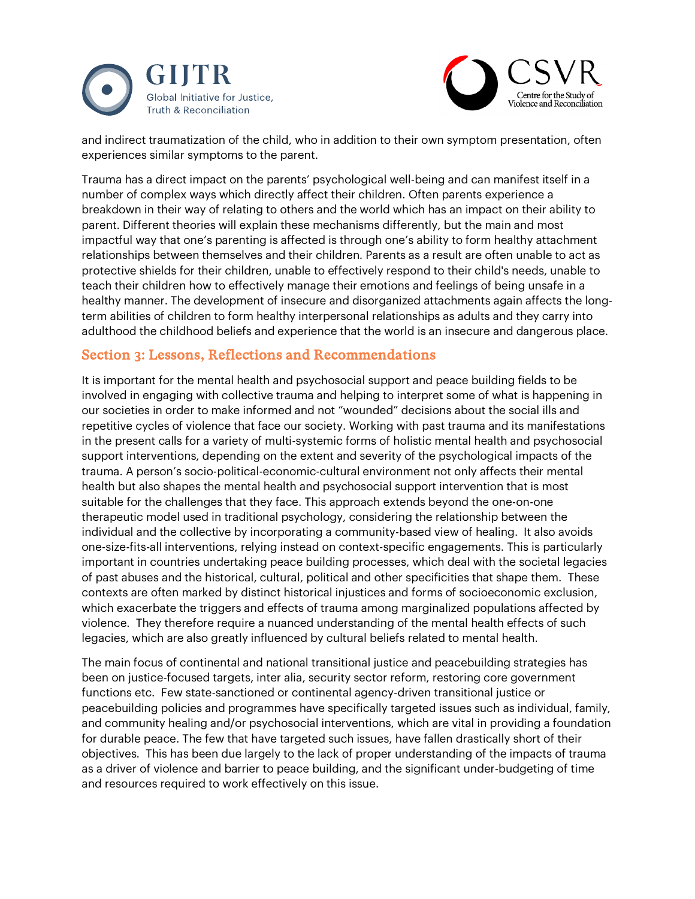and indirect traumatization of the child, who in addition to their own symptom presentation, often experiences similar symptoms to the parent.

Trauma has a direct impact on the parents' psychological well-being and can manifest itself in a number of complex ways which directly affect their children. Often parents experience a breakdown in their way of relating to others and the world which has an impact on their ability to parent. Different theories will explain these mechanisms differently, but the main and most impactful way that one's parenting is affected is through one's ability to form healthy attachment relationships between themselves and their children. Parents as a result are often unable to act as protective shields for their children, unable to effectively respond to their child's needs, unable to teach their children how to effectively manage their emotions and feelings of being unsafe in a healthy manner. The development of insecure and disorganized attachments again affects the long-term abilities of children to form healthy interpersonal relationships as adults and they carry into adulthood the childhood beliefs and experience that the world is an insecure and dangerous place.

## Section 3: Lessons, Reflections and Recommendations

It is important for the mental health and psychosocial support and peace building fields to be involved in engaging with collective trauma and helping to interpret some of what is happening in our societies in order to make informed and not "wounded" decisions about the social ills and repetitive cycles of violence that face our society. Working with past trauma and its manifestations in the present calls for a variety of multi-systemic forms of holistic mental health and psychosocial support interventions, depending on the extent and severity of the psychological impacts of the trauma. A person's socio-political-economic-cultural environment not only affects their mental health but also shapes the mental health and psychosocial support intervention that is most suitable for the challenges that they face. This approach extends beyond the one-on-one therapeutic model used in traditional psychology, considering the relationship between the individual and the collective by incorporating a community-based view of healing. It also avoids one-size-fits-all interventions, relying instead on context-specific engagements. This is particularly important in countries undertaking peace building processes, which deal with the societal legacies of past abuses and the historical, cultural, political and other specificities that shape them. These contexts are often marked by distinct historical injustices and forms of socioeconomic exclusion, which exacerbate the triggers and effects of trauma among marginalized populations affected by violence. They therefore require a nuanced understanding of the mental health effects of such legacies, which are also greatly influenced by cultural beliefs related to mental health.

The main focus of continental and national transitional justice and peacebuilding strategies has been on justice-focused targets, inter alia, security sector reform, restoring core government functions etc. Few state-sanctioned or continental agency-driven transitional justice or peacebuilding policies and programmes have specifically targeted issues such as individual, family, and community healing and/or psychosocial interventions, which are vital in providing a foundation for durable peace. The few that have targeted such issues, have fallen drastically short of their objectives. This has been due largely to the lack of proper understanding of the impacts of trauma as a driver of violence and barrier to peace building, and the significant under-budgeting of time and resources required to work effectively on this issue.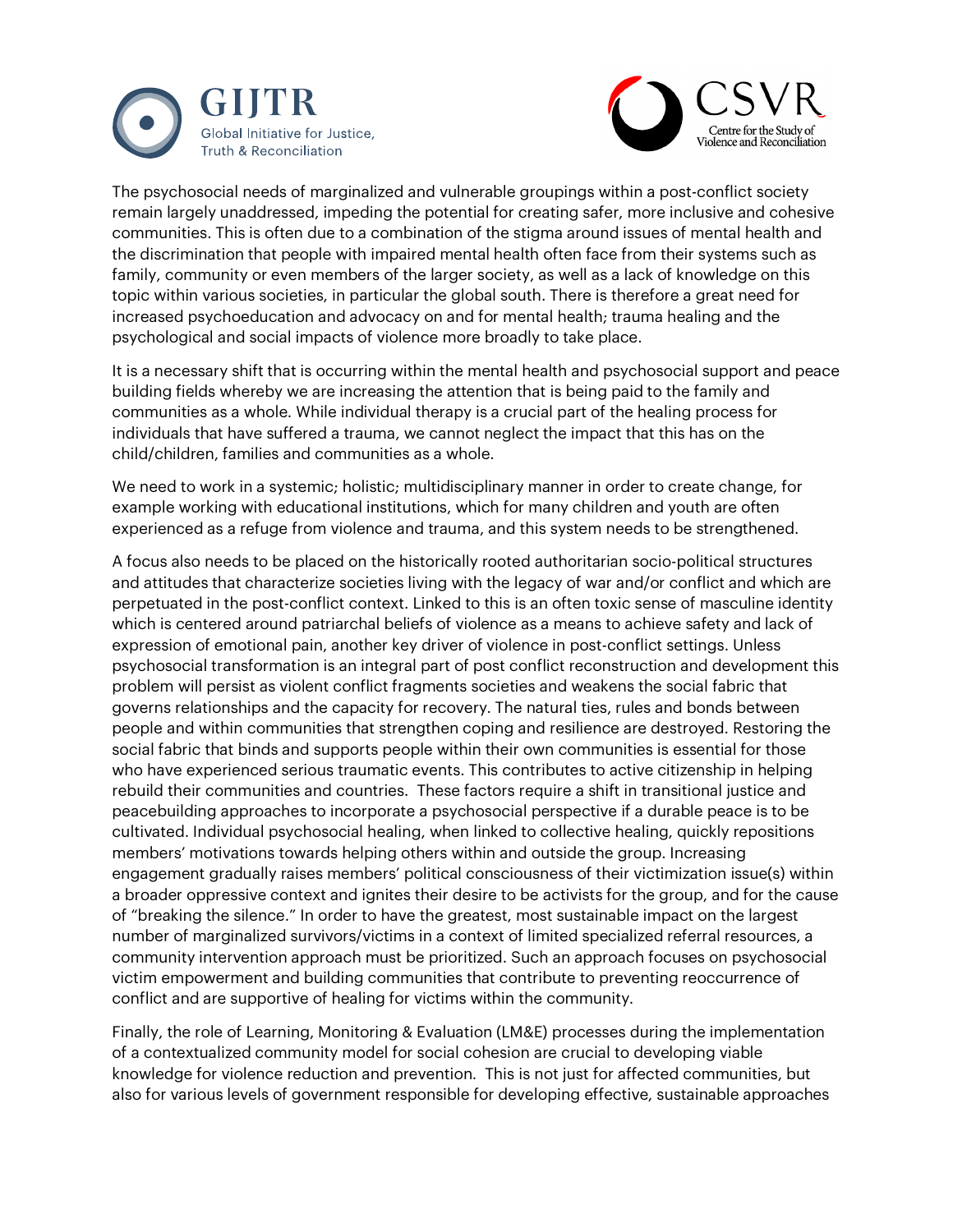The psychosocial needs of marginalized and vulnerable groupings within a post-conflict society remain largely unaddressed, impeding the potential for creating safer, more inclusive and cohesive communities. This is often due to a combination of the stigma around issues of mental health and the discrimination that people with impaired mental health often face from their systems such as family, community or even members of the larger society, as well as a lack of knowledge on this topic within various societies, in particular the global south. There is therefore a great need for increased psychoeducation and advocacy on and for mental health; trauma healing and the psychological and social impacts of violence more broadly to take place.

It is a necessary shift that is occurring within the mental health and psychosocial support and peace building fields whereby we are increasing the attention that is being paid to the family and communities as a whole. While individual therapy is a crucial part of the healing process for individuals that have suffered a trauma, we cannot neglect the impact that this has on the child/children, families and communities as a whole.

We need to work in a systemic; holistic; multidisciplinary manner in order to create change, for example working with educational institutions, which for many children and youth are often experienced as a refuge from violence and trauma, and this system needs to be strengthened.

A focus also needs to be placed on the historically rooted authoritarian socio-political structures and attitudes that characterize societies living with the legacy of war and/or conflict and which are perpetuated in the post-conflict context. Linked to this is an often toxic sense of masculine identity which is centered around patriarchal beliefs of violence as a means to achieve safety and lack of expression of emotional pain, another key driver of violence in post-conflict settings. Unless psychosocial transformation is an integral part of post conflict reconstruction and development this problem will persist as violent conflict fragments societies and weakens the social fabric that governs relationships and the capacity for recovery. The natural ties, rules and bonds between people and within communities that strengthen coping and resilience are destroyed. Restoring the social fabric that binds and supports people within their own communities is essential for those who have experienced serious traumatic events. This contributes to active citizenship in helping rebuild their communities and countries. These factors require a shift in transitional justice and peacebuilding approaches to incorporate a psychosocial perspective if a durable peace is to be cultivated. Individual psychosocial healing, when linked to collective healing, quickly repositions members' motivations towards helping others within and outside the group. Increasing engagement gradually raises members' political consciousness of their victimization issue(s) within a broader oppressive context and ignites their desire to be activists for the group, and for the cause of "breaking the silence." In order to have the greatest, most sustainable impact on the largest number of marginalized survivors/victims in a context of limited specialized referral resources, a community intervention approach must be prioritized. Such an approach focuses on psychosocial victim empowerment and building communities that contribute to preventing reoccurrence of conflict and are supportive of healing for victims within the community.

Finally, the role of Learning, Monitoring & Evaluation (LM&E) processes during the implementation of a contextualized community model for social cohesion are crucial to developing viable knowledge for violence reduction and prevention. This is not just for affected communities, but also for various levels of government responsible for developing effective, sustainable approaches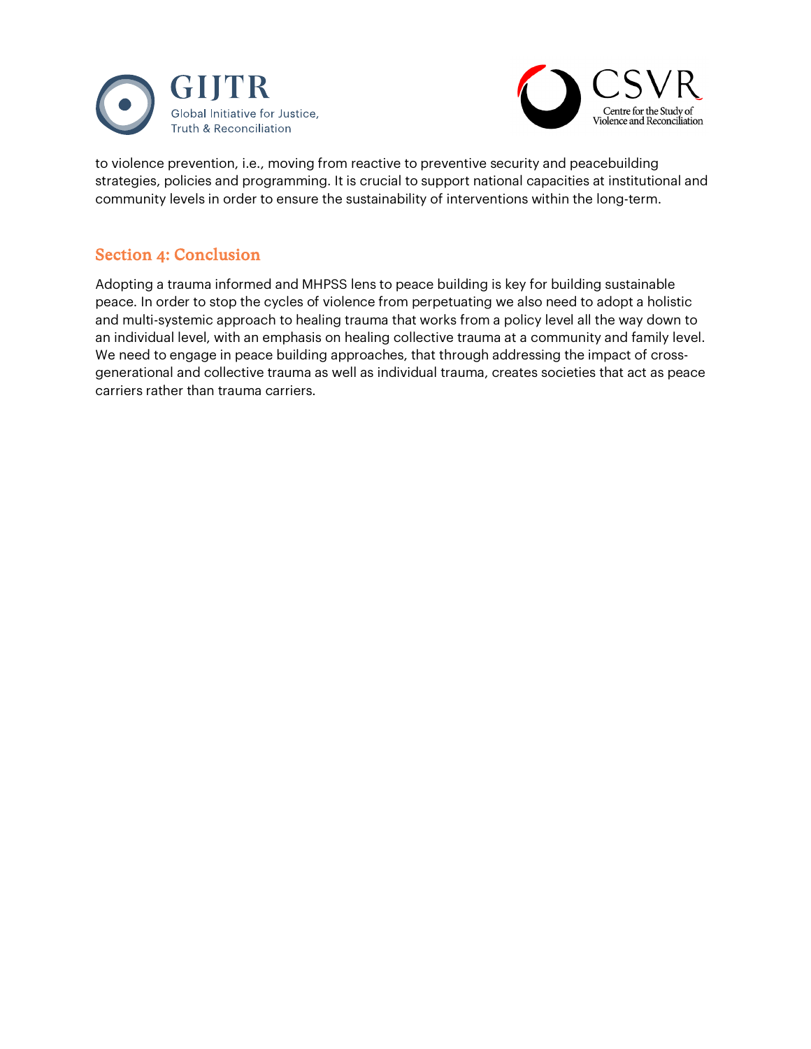to violence prevention, i.e., moving from reactive to preventive security and peacebuilding strategies, policies and programming. It is crucial to support national capacities at institutional and community levels in order to ensure the sustainability of interventions within the long-term.

## Section 4: Conclusion

Adopting a trauma informed and MHPSS lens to peace building is key for building sustainable peace. In order to stop the cycles of violence from perpetuating we also need to adopt a holistic and multi-systemic approach to healing trauma that works from a policy level all the way down to an individual level, with an emphasis on healing collective trauma at a community and family level. We need to engage in peace building approaches, that through addressing the impact of cross-generational and collective trauma as well as individual trauma, creates societies that act as peace carriers rather than trauma carriers.